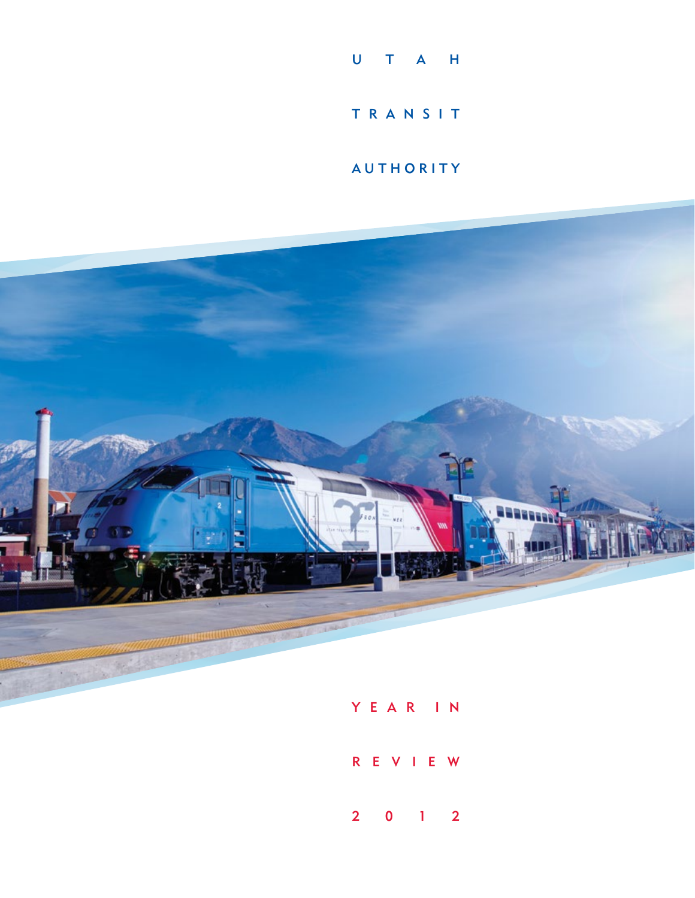# UTAH TRANSIT AUTHORITY

## YEAR IN REVIEW 2012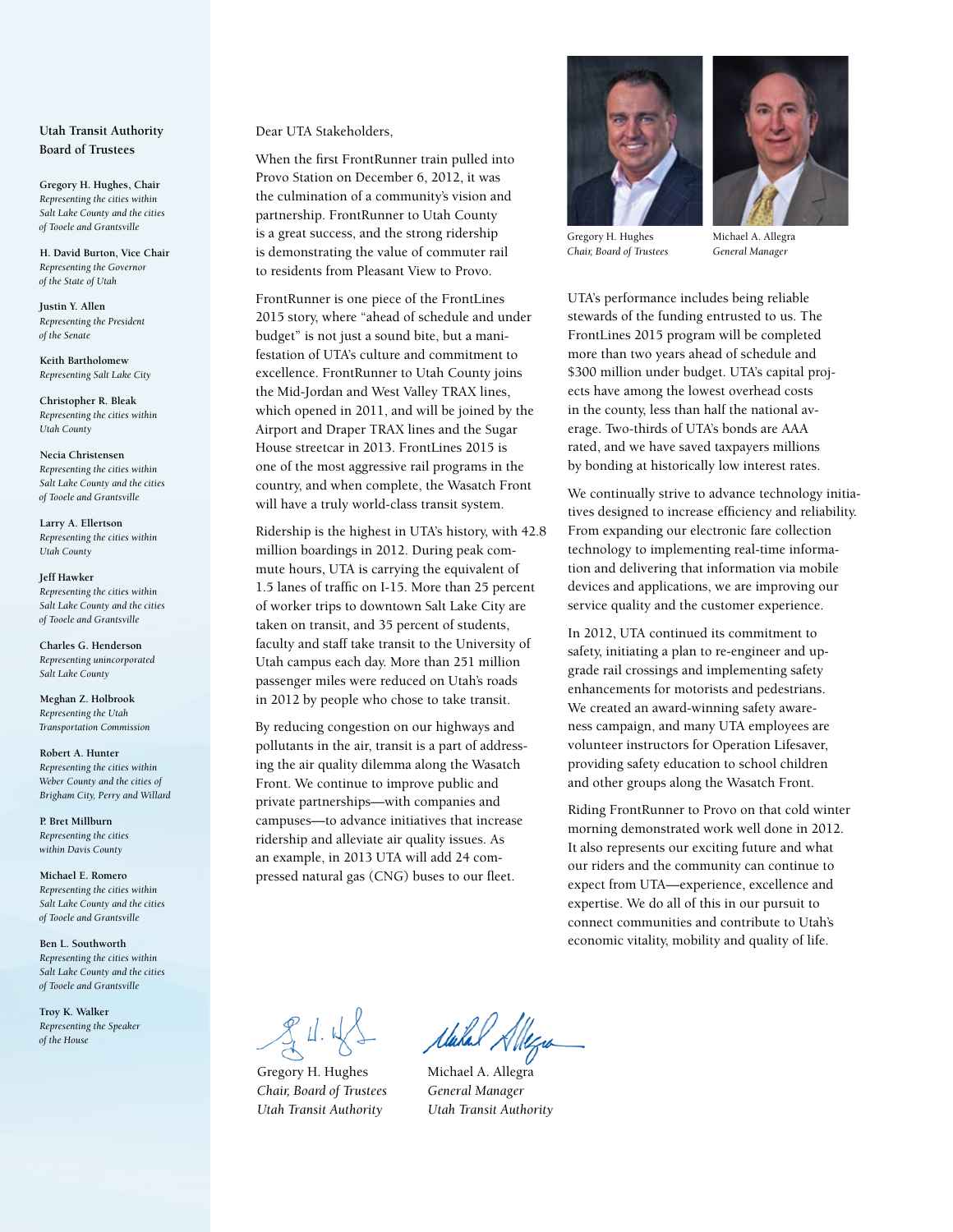## Utah Transit Authority Board of Trustees

**Gregory H. Hughes, Chair**
*Representing the cities within Salt Lake County and the cities of Tooele and Grantsville*

**H. David Burton, Vice Chair**
*Representing the Governor of the State of Utah*

**Justin Y. Allen**
*Representing the President of the Senate*

**Keith Bartholomew**
*Representing Salt Lake City*

**Christopher R. Bleak**
*Representing the cities within Utah County*

**Necia Christensen**
*Representing the cities within Salt Lake County and the cities of Tooele and Grantsville*

**Larry A. Ellertson**
*Representing the cities within Utah County*

**Jeff Hawker**
*Representing the cities within Salt Lake County and the cities of Tooele and Grantsville*

**Charles G. Henderson**
*Representing unincorporated Salt Lake County*

**Meghan Z. Holbrook**
*Representing the Utah Transportation Commission*

**Robert A. Hunter**
*Representing the cities within Weber County and the cities of Brigham City, Perry and Willard*

**P. Bret Millburn**
*Representing the cities within Davis County*

**Michael E. Romero**
*Representing the cities within Salt Lake County and the cities of Tooele and Grantsville*

**Ben L. Southworth**
*Representing the cities within Salt Lake County and the cities of Tooele and Grantsville*

**Troy K. Walker**
*Representing the Speaker of the House*

Dear UTA Stakeholders,

When the first FrontRunner train pulled into Provo Station on December 6, 2012, it was the culmination of a community's vision and partnership. FrontRunner to Utah County is a great success, and the strong ridership is demonstrating the value of commuter rail to residents from Pleasant View to Provo.

FrontRunner is one piece of the FrontLines 2015 story, where "ahead of schedule and under budget" is not just a sound bite, but a manifestation of UTA's culture and commitment to excellence. FrontRunner to Utah County joins the Mid-Jordan and West Valley TRAX lines, which opened in 2011, and will be joined by the Airport and Draper TRAX lines and the Sugar House streetcar in 2013. FrontLines 2015 is one of the most aggressive rail programs in the country, and when complete, the Wasatch Front will have a truly world-class transit system.

Ridership is the highest in UTA's history, with 42.8 million boardings in 2012. During peak commute hours, UTA is carrying the equivalent of 1.5 lanes of traffic on I-15. More than 25 percent of worker trips to downtown Salt Lake City are taken on transit, and 35 percent of students, faculty and staff take transit to the University of Utah campus each day. More than 251 million passenger miles were reduced on Utah's roads in 2012 by people who chose to take transit.

By reducing congestion on our highways and pollutants in the air, transit is a part of addressing the air quality dilemma along the Wasatch Front. We continue to improve public and private partnerships—with companies and campuses—to advance initiatives that increase ridership and alleviate air quality issues. As an example, in 2013 UTA will add 24 compressed natural gas (CNG) buses to our fleet.

Gregory H. Hughes
*Chair, Board of Trustees*

Michael A. Allegra
*General Manager*

UTA's performance includes being reliable stewards of the funding entrusted to us. The FrontLines 2015 program will be completed more than two years ahead of schedule and $300 million under budget. UTA's capital projects have among the lowest overhead costs in the county, less than half the national average. Two-thirds of UTA's bonds are AAA rated, and we have saved taxpayers millions by bonding at historically low interest rates.

We continually strive to advance technology initiatives designed to increase efficiency and reliability. From expanding our electronic fare collection technology to implementing real-time information and delivering that information via mobile devices and applications, we are improving our service quality and the customer experience.

In 2012, UTA continued its commitment to safety, initiating a plan to re-engineer and upgrade rail crossings and implementing safety enhancements for motorists and pedestrians. We created an award-winning safety awareness campaign, and many UTA employees are volunteer instructors for Operation Lifesaver, providing safety education to school children and other groups along the Wasatch Front.

Riding FrontRunner to Provo on that cold winter morning demonstrated work well done in 2012. It also represents our exciting future and what our riders and the community can continue to expect from UTA—experience, excellence and expertise. We do all of this in our pursuit to connect communities and contribute to Utah's economic vitality, mobility and quality of life.

Gregory H. Hughes
*Chair, Board of Trustees*
*Utah Transit Authority*

Michael A. Allegra
*General Manager*
*Utah Transit Authority*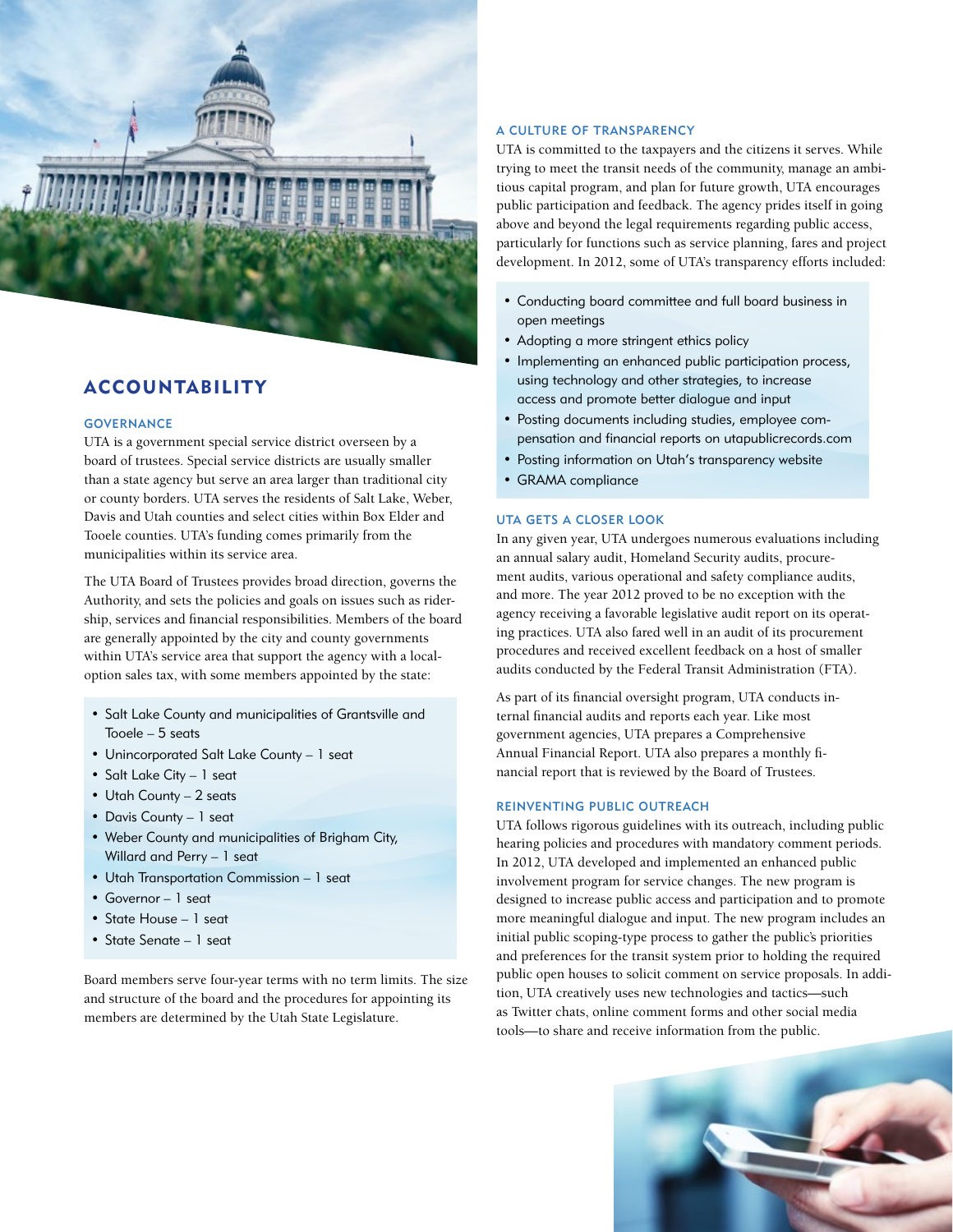# ACCOUNTABILITY

## GOVERNANCE

UTA is a government special service district overseen by a board of trustees. Special service districts are usually smaller than a state agency but serve an area larger than traditional city or county borders. UTA serves the residents of Salt Lake, Weber, Davis and Utah counties and select cities within Box Elder and Tooele counties. UTA's funding comes primarily from the municipalities within its service area.

The UTA Board of Trustees provides broad direction, governs the Authority, and sets the policies and goals on issues such as ridership, services and financial responsibilities. Members of the board are generally appointed by the city and county governments within UTA's service area that support the agency with a local-option sales tax, with some members appointed by the state:

- Salt Lake County and municipalities of Grantsville and Tooele – 5 seats
- Unincorporated Salt Lake County – 1 seat
- Salt Lake City – 1 seat
- Utah County – 2 seats
- Davis County – 1 seat
- Weber County and municipalities of Brigham City, Willard and Perry – 1 seat
- Utah Transportation Commission – 1 seat
- Governor – 1 seat
- State House – 1 seat
- State Senate – 1 seat

Board members serve four-year terms with no term limits. The size and structure of the board and the procedures for appointing its members are determined by the Utah State Legislature.

## A CULTURE OF TRANSPARENCY

UTA is committed to the taxpayers and the citizens it serves. While trying to meet the transit needs of the community, manage an ambitious capital program, and plan for future growth, UTA encourages public participation and feedback. The agency prides itself in going above and beyond the legal requirements regarding public access, particularly for functions such as service planning, fares and project development. In 2012, some of UTA's transparency efforts included:

- Conducting board committee and full board business in open meetings
- Adopting a more stringent ethics policy
- Implementing an enhanced public participation process, using technology and other strategies, to increase access and promote better dialogue and input
- Posting documents including studies, employee compensation and financial reports on utapublicrecords.com
- Posting information on Utah's transparency website
- GRAMA compliance

## UTA GETS A CLOSER LOOK

In any given year, UTA undergoes numerous evaluations including an annual salary audit, Homeland Security audits, procurement audits, various operational and safety compliance audits, and more. The year 2012 proved to be no exception with the agency receiving a favorable legislative audit report on its operating practices. UTA also fared well in an audit of its procurement procedures and received excellent feedback on a host of smaller audits conducted by the Federal Transit Administration (FTA).

As part of its financial oversight program, UTA conducts internal financial audits and reports each year. Like most government agencies, UTA prepares a Comprehensive Annual Financial Report. UTA also prepares a monthly financial report that is reviewed by the Board of Trustees.

## REINVENTING PUBLIC OUTREACH

UTA follows rigorous guidelines with its outreach, including public hearing policies and procedures with mandatory comment periods. In 2012, UTA developed and implemented an enhanced public involvement program for service changes. The new program is designed to increase public access and participation and to promote more meaningful dialogue and input. The new program includes an initial public scoping-type process to gather the public's priorities and preferences for the transit system prior to holding the required public open houses to solicit comment on service proposals. In addition, UTA creatively uses new technologies and tactics—such as Twitter chats, online comment forms and other social media tools—to share and receive information from the public.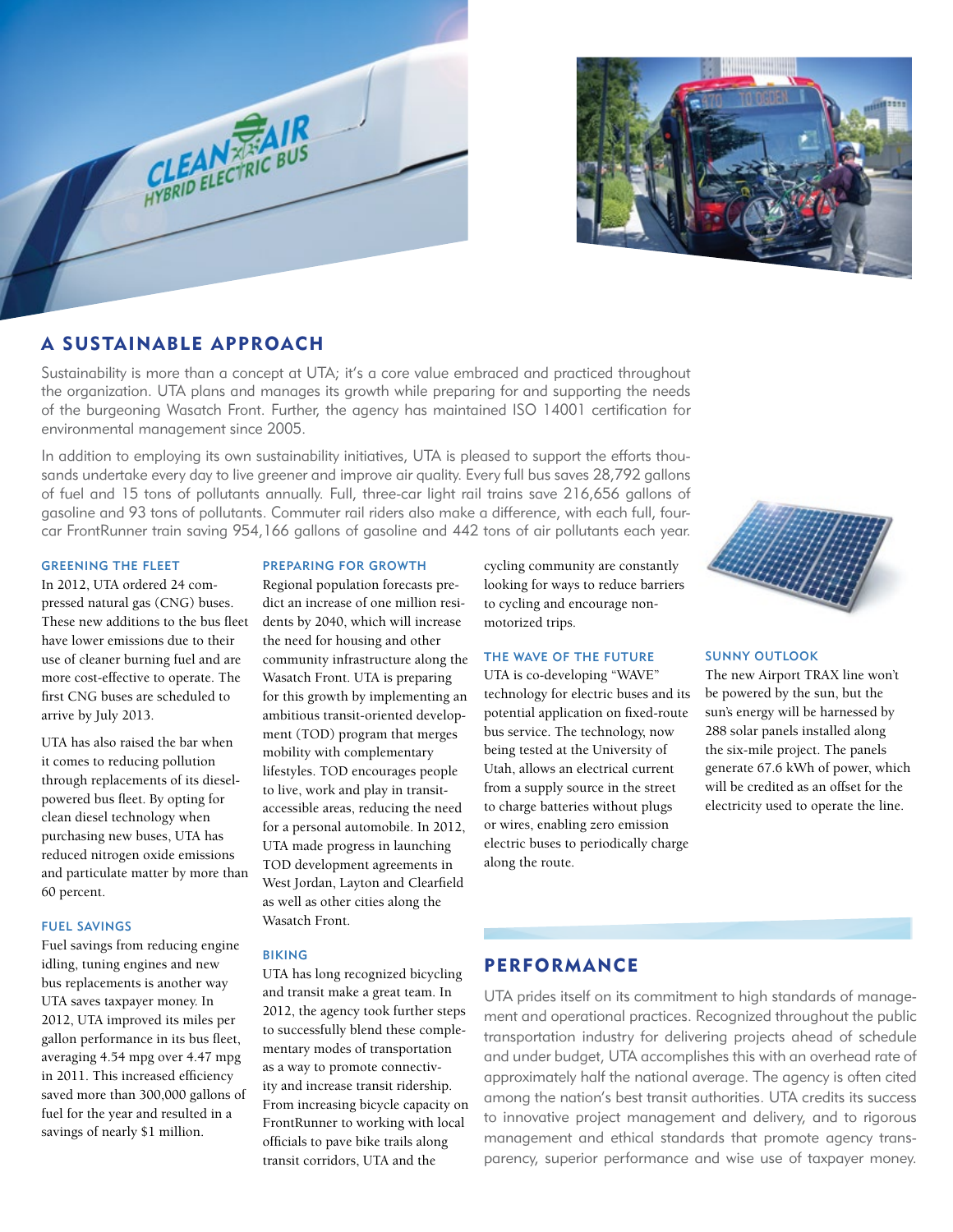## A SUSTAINABLE APPROACH

Sustainability is more than a concept at UTA; it's a core value embraced and practiced throughout the organization. UTA plans and manages its growth while preparing for and supporting the needs of the burgeoning Wasatch Front. Further, the agency has maintained ISO 14001 certification for environmental management since 2005.

In addition to employing its own sustainability initiatives, UTA is pleased to support the efforts thousands undertake every day to live greener and improve air quality. Every full bus saves 28,792 gallons of fuel and 15 tons of pollutants annually. Full, three-car light rail trains save 216,656 gallons of gasoline and 93 tons of pollutants. Commuter rail riders also make a difference, with each full, four-car FrontRunner train saving 954,166 gallons of gasoline and 442 tons of air pollutants each year.

### GREENING THE FLEET

In 2012, UTA ordered 24 compressed natural gas (CNG) buses. These new additions to the bus fleet have lower emissions due to their use of cleaner burning fuel and are more cost-effective to operate. The first CNG buses are scheduled to arrive by July 2013.

UTA has also raised the bar when it comes to reducing pollution through replacements of its diesel-powered bus fleet. By opting for clean diesel technology when purchasing new buses, UTA has reduced nitrogen oxide emissions and particulate matter by more than 60 percent.

### FUEL SAVINGS

Fuel savings from reducing engine idling, tuning engines and new bus replacements is another way UTA saves taxpayer money. In 2012, UTA improved its miles per gallon performance in its bus fleet, averaging 4.54 mpg over 4.47 mpg in 2011. This increased efficiency saved more than 300,000 gallons of fuel for the year and resulted in a savings of nearly $1 million.

### PREPARING FOR GROWTH

Regional population forecasts predict an increase of one million residents by 2040, which will increase the need for housing and other community infrastructure along the Wasatch Front. UTA is preparing for this growth by implementing an ambitious transit-oriented development (TOD) program that merges mobility with complementary lifestyles. TOD encourages people to live, work and play in transit-accessible areas, reducing the need for a personal automobile. In 2012, UTA made progress in launching TOD development agreements in West Jordan, Layton and Clearfield as well as other cities along the Wasatch Front.

### BIKING

UTA has long recognized bicycling and transit make a great team. In 2012, the agency took further steps to successfully blend these complementary modes of transportation as a way to promote connectivity and increase transit ridership. From increasing bicycle capacity on FrontRunner to working with local officials to pave bike trails along transit corridors, UTA and the cycling community are constantly looking for ways to reduce barriers to cycling and encourage non-motorized trips.

### THE WAVE OF THE FUTURE

UTA is co-developing "WAVE" technology for electric buses and its potential application on fixed-route bus service. The technology, now being tested at the University of Utah, allows an electrical current from a supply source in the street to charge batteries without plugs or wires, enabling zero emission electric buses to periodically charge along the route.

### SUNNY OUTLOOK

The new Airport TRAX line won't be powered by the sun, but the sun's energy will be harnessed by 288 solar panels installed along the six-mile project. The panels generate 67.6 kWh of power, which will be credited as an offset for the electricity used to operate the line.

## PERFORMANCE

UTA prides itself on its commitment to high standards of management and operational practices. Recognized throughout the public transportation industry for delivering projects ahead of schedule and under budget, UTA accomplishes this with an overhead rate of approximately half the national average. The agency is often cited among the nation's best transit authorities. UTA credits its success to innovative project management and delivery, and to rigorous management and ethical standards that promote agency transparency, superior performance and wise use of taxpayer money.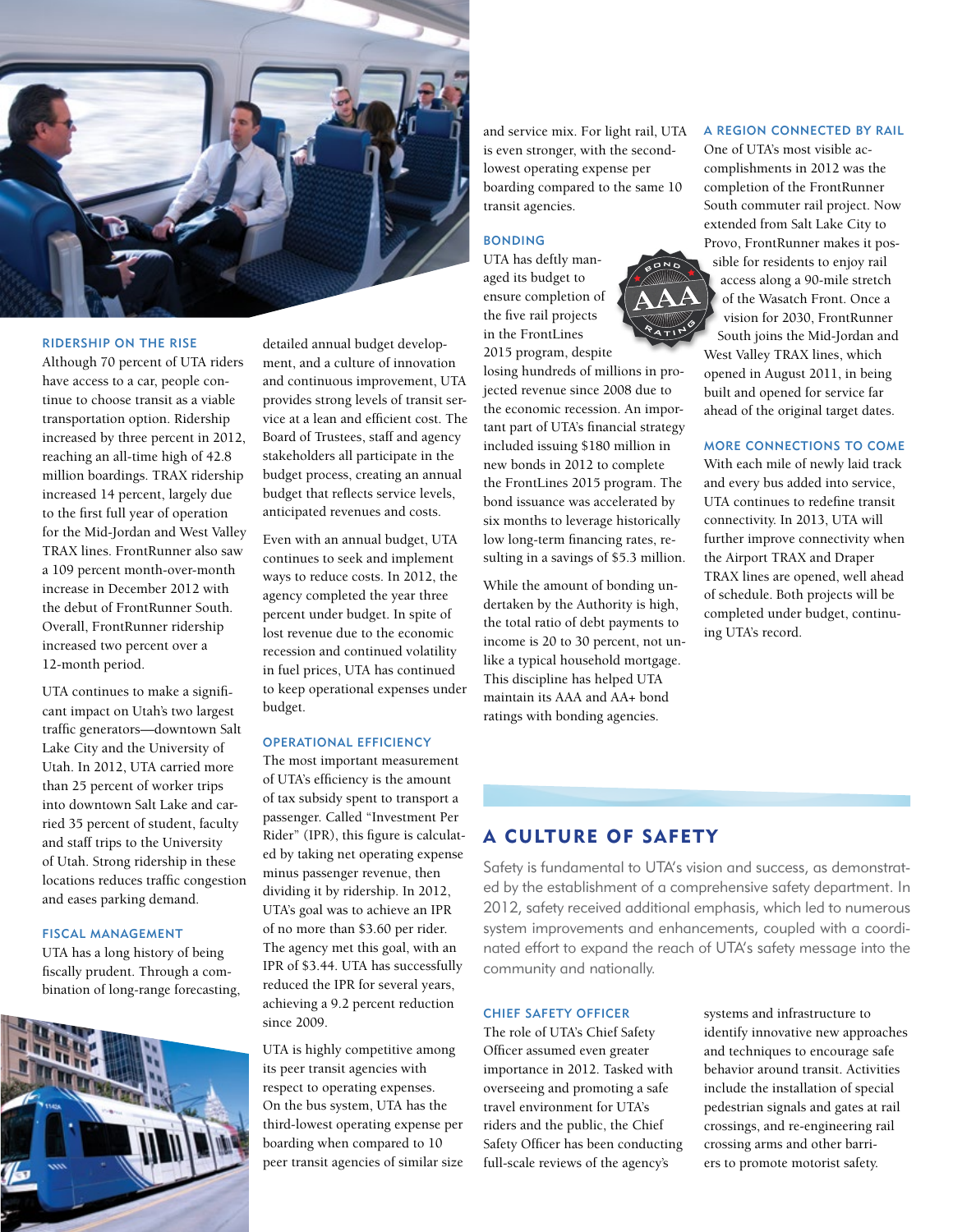### RIDERSHIP ON THE RISE

Although 70 percent of UTA riders have access to a car, people continue to choose transit as a viable transportation option. Ridership increased by three percent in 2012, reaching an all-time high of 42.8 million boardings. TRAX ridership increased 14 percent, largely due to the first full year of operation for the Mid-Jordan and West Valley TRAX lines. FrontRunner also saw a 109 percent month-over-month increase in December 2012 with the debut of FrontRunner South. Overall, FrontRunner ridership increased two percent over a 12-month period.

UTA continues to make a significant impact on Utah's two largest traffic generators—downtown Salt Lake City and the University of Utah. In 2012, UTA carried more than 25 percent of worker trips into downtown Salt Lake and carried 35 percent of student, faculty and staff trips to the University of Utah. Strong ridership in these locations reduces traffic congestion and eases parking demand.

### FISCAL MANAGEMENT

UTA has a long history of being fiscally prudent. Through a combination of long-range forecasting, detailed annual budget development, and a culture of innovation and continuous improvement, UTA provides strong levels of transit service at a lean and efficient cost. The Board of Trustees, staff and agency stakeholders all participate in the budget process, creating an annual budget that reflects service levels, anticipated revenues and costs.

Even with an annual budget, UTA continues to seek and implement ways to reduce costs. In 2012, the agency completed the year three percent under budget. In spite of lost revenue due to the economic recession and continued volatility in fuel prices, UTA has continued to keep operational expenses under budget.

### OPERATIONAL EFFICIENCY

The most important measurement of UTA's efficiency is the amount of tax subsidy spent to transport a passenger. Called "Investment Per Rider" (IPR), this figure is calculated by taking net operating expense minus passenger revenue, then dividing it by ridership. In 2012, UTA's goal was to achieve an IPR of no more than $3.60 per rider. The agency met this goal, with an IPR of $3.44. UTA has successfully reduced the IPR for several years, achieving a 9.2 percent reduction since 2009.

UTA is highly competitive among its peer transit agencies with respect to operating expenses. On the bus system, UTA has the third-lowest operating expense per boarding when compared to 10 peer transit agencies of similar size and service mix. For light rail, UTA is even stronger, with the second-lowest operating expense per boarding compared to the same 10 transit agencies.

### BONDING

UTA has deftly managed its budget to ensure completion of the five rail projects in the FrontLines 2015 program, despite losing hundreds of millions in projected revenue since 2008 due to the economic recession. An important part of UTA's financial strategy included issuing $180 million in new bonds in 2012 to complete the FrontLines 2015 program. The bond issuance was accelerated by six months to leverage historically low long-term financing rates, resulting in a savings of $5.3 million.

While the amount of bonding undertaken by the Authority is high, the total ratio of debt payments to income is 20 to 30 percent, not unlike a typical household mortgage. This discipline has helped UTA maintain its AAA and AA+ bond ratings with bonding agencies.

### A REGION CONNECTED BY RAIL

One of UTA's most visible accomplishments in 2012 was the completion of the FrontRunner South commuter rail project. Now extended from Salt Lake City to Provo, FrontRunner makes it possible for residents to enjoy rail access along a 90-mile stretch of the Wasatch Front. Once a vision for 2030, FrontRunner South joins the Mid-Jordan and West Valley TRAX lines, which opened in August 2011, in being built and opened for service far ahead of the original target dates.

### MORE CONNECTIONS TO COME

With each mile of newly laid track and every bus added into service, UTA continues to redefine transit connectivity. In 2013, UTA will further improve connectivity when the Airport TRAX and Draper TRAX lines are opened, well ahead of schedule. Both projects will be completed under budget, continuing UTA's record.

## A CULTURE OF SAFETY

Safety is fundamental to UTA's vision and success, as demonstrated by the establishment of a comprehensive safety department. In 2012, safety received additional emphasis, which led to numerous system improvements and enhancements, coupled with a coordinated effort to expand the reach of UTA's safety message into the community and nationally.

### CHIEF SAFETY OFFICER

The role of UTA's Chief Safety Officer assumed even greater importance in 2012. Tasked with overseeing and promoting a safe travel environment for UTA's riders and the public, the Chief Safety Officer has been conducting full-scale reviews of the agency's systems and infrastructure to identify innovative new approaches and techniques to encourage safe behavior around transit. Activities include the installation of special pedestrian signals and gates at rail crossings, and re-engineering rail crossing arms and other barriers to promote motorist safety.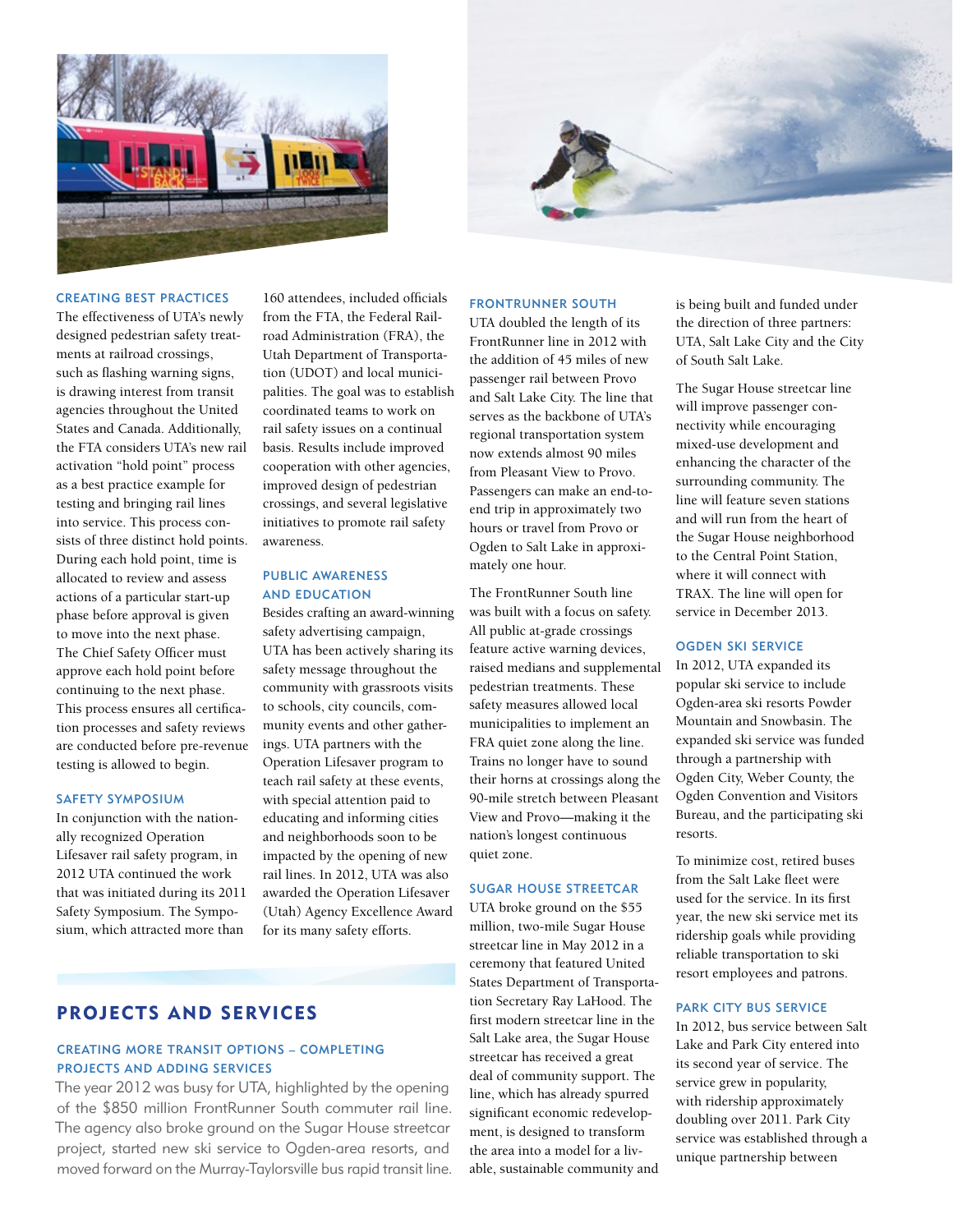### CREATING BEST PRACTICES

The effectiveness of UTA's newly designed pedestrian safety treatments at railroad crossings, such as flashing warning signs, is drawing interest from transit agencies throughout the United States and Canada. Additionally, the FTA considers UTA's new rail activation "hold point" process as a best practice example for testing and bringing rail lines into service. This process consists of three distinct hold points. During each hold point, time is allocated to review and assess actions of a particular start-up phase before approval is given to move into the next phase. The Chief Safety Officer must approve each hold point before continuing to the next phase. This process ensures all certification processes and safety reviews are conducted before pre-revenue testing is allowed to begin.

### SAFETY SYMPOSIUM

In conjunction with the nationally recognized Operation Lifesaver rail safety program, in 2012 UTA continued the work that was initiated during its 2011 Safety Symposium. The Symposium, which attracted more than 160 attendees, included officials from the FTA, the Federal Railroad Administration (FRA), the Utah Department of Transportation (UDOT) and local municipalities. The goal was to establish coordinated teams to work on rail safety issues on a continual basis. Results include improved cooperation with other agencies, improved design of pedestrian crossings, and several legislative initiatives to promote rail safety awareness.

### PUBLIC AWARENESS AND EDUCATION

Besides crafting an award-winning safety advertising campaign, UTA has been actively sharing its safety message throughout the community with grassroots visits to schools, city councils, community events and other gatherings. UTA partners with the Operation Lifesaver program to teach rail safety at these events, with special attention paid to educating and informing cities and neighborhoods soon to be impacted by the opening of new rail lines. In 2012, UTA was also awarded the Operation Lifesaver (Utah) Agency Excellence Award for its many safety efforts.

## PROJECTS AND SERVICES

### CREATING MORE TRANSIT OPTIONS – COMPLETING PROJECTS AND ADDING SERVICES

The year 2012 was busy for UTA, highlighted by the opening of the $850 million FrontRunner South commuter rail line. The agency also broke ground on the Sugar House streetcar project, started new ski service to Ogden-area resorts, and moved forward on the Murray-Taylorsville bus rapid transit line.

### FRONTRUNNER SOUTH

UTA doubled the length of its FrontRunner line in 2012 with the addition of 45 miles of new passenger rail between Provo and Salt Lake City. The line that serves as the backbone of UTA's regional transportation system now extends almost 90 miles from Pleasant View to Provo. Passengers can make an end-to-end trip in approximately two hours or travel from Provo or Ogden to Salt Lake in approximately one hour.

The FrontRunner South line was built with a focus on safety. All public at-grade crossings feature active warning devices, raised medians and supplemental pedestrian treatments. These safety measures allowed local municipalities to implement an FRA quiet zone along the line. Trains no longer have to sound their horns at crossings along the 90-mile stretch between Pleasant View and Provo—making it the nation's longest continuous quiet zone.

### SUGAR HOUSE STREETCAR

UTA broke ground on the $55 million, two-mile Sugar House streetcar line in May 2012 in a ceremony that featured United States Department of Transportation Secretary Ray LaHood. The first modern streetcar line in the Salt Lake area, the Sugar House streetcar has received a great deal of community support. The line, which has already spurred significant economic redevelopment, is designed to transform the area into a model for a livable, sustainable community and is being built and funded under the direction of three partners: UTA, Salt Lake City and the City of South Salt Lake.

The Sugar House streetcar line will improve passenger connectivity while encouraging mixed-use development and enhancing the character of the surrounding community. The line will feature seven stations and will run from the heart of the Sugar House neighborhood to the Central Pointe Station, where it will connect with TRAX. The line will open for service in December 2013.

### OGDEN SKI SERVICE

In 2012, UTA expanded its popular ski service to include Ogden-area ski resorts Powder Mountain and Snowbasin. The expanded ski service was funded through a partnership with Ogden City, Weber County, the Ogden Convention and Visitors Bureau, and the participating ski resorts.

To minimize cost, retired buses from the Salt Lake fleet were used for the service. In its first year, the new ski service met its ridership goals while providing reliable transportation to ski resort employees and patrons.

### PARK CITY BUS SERVICE

In 2012, bus service between Salt Lake and Park City entered into its second year of service. The service grew in popularity, with ridership approximately doubling over 2011. Park City service was established through a unique partnership between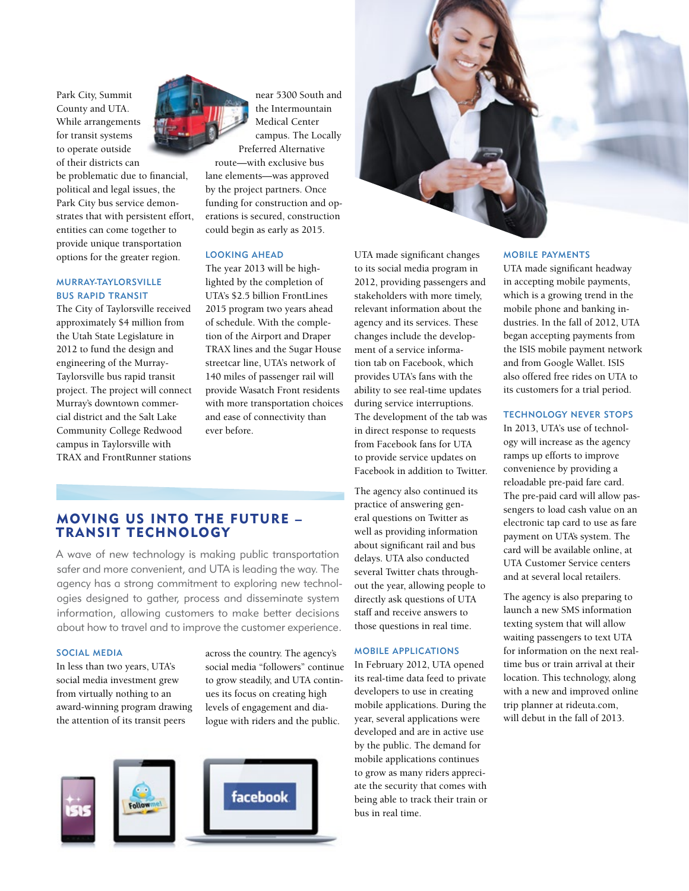Park City, Summit County and UTA. While arrangements for transit systems to operate outside of their districts can be problematic due to financial, political and legal issues, the Park City bus service demonstrates that with persistent effort, entities can come together to provide unique transportation options for the greater region.

### MURRAY-TAYLORSVILLE BUS RAPID TRANSIT

The City of Taylorsville received approximately $4 million from the Utah State Legislature in 2012 to fund the design and engineering of the Murray-Taylorsville bus rapid transit project. The project will connect Murray's downtown commercial district and the Salt Lake Community College Redwood campus in Taylorsville with TRAX and FrontRunner stations near 5300 South and the Intermountain Medical Center campus. The Locally Preferred Alternative route—with exclusive bus lane elements—was approved by the project partners. Once funding for construction and operations is secured, construction could begin as early as 2015.

### LOOKING AHEAD

The year 2013 will be highlighted by the completion of UTA's $2.5 billion FrontLines 2015 program two years ahead of schedule. With the completion of the Airport and Draper TRAX lines and the Sugar House streetcar line, UTA's network of 140 miles of passenger rail will provide Wasatch Front residents with more transportation choices and ease of connectivity than ever before.

## MOVING US INTO THE FUTURE – TRANSIT TECHNOLOGY

A wave of new technology is making public transportation safer and more convenient, and UTA is leading the way. The agency has a strong commitment to exploring new technologies designed to gather, process and disseminate system information, allowing customers to make better decisions about how to travel and to improve the customer experience.

### SOCIAL MEDIA

In less than two years, UTA's social media investment grew from virtually nothing to an award-winning program drawing the attention of its transit peers across the country. The agency's social media "followers" continue to grow steadily, and UTA continues its focus on creating high levels of engagement and dialogue with riders and the public.

UTA made significant changes to its social media program in 2012, providing passengers and stakeholders with more timely, relevant information about the agency and its services. These changes include the development of a service information tab on Facebook, which provides UTA's fans with the ability to see real-time updates during service interruptions. The development of the tab was in direct response to requests from Facebook fans for UTA to provide service updates on Facebook in addition to Twitter.

The agency also continued its practice of answering general questions on Twitter as well as providing information about significant rail and bus delays. UTA also conducted several Twitter chats throughout the year, allowing people to directly ask questions of UTA staff and receive answers to those questions in real time.

### MOBILE APPLICATIONS

In February 2012, UTA opened its real-time data feed to private developers to use in creating mobile applications. During the year, several applications were developed and are in active use by the public. The demand for mobile applications continues to grow as many riders appreciate the security that comes with being able to track their train or bus in real time.

### MOBILE PAYMENTS

UTA made significant headway in accepting mobile payments, which is a growing trend in the mobile phone and banking industries. In the fall of 2012, UTA began accepting payments from the ISIS mobile payment network and from Google Wallet. ISIS also offered free rides on UTA to its customers for a trial period.

### TECHNOLOGY NEVER STOPS

In 2013, UTA's use of technology will increase as the agency ramps up efforts to improve convenience by providing a reloadable pre-paid fare card. The pre-paid card will allow passengers to load cash value on an electronic tap card to use as fare payment on UTA's system. The card will be available online, at UTA Customer Service centers and at several local retailers.

The agency is also preparing to launch a new SMS information texting system that will allow waiting passengers to text UTA for information on the next real-time bus or train arrival at their location. This technology, along with a new and improved online trip planner at rideuta.com, will debut in the fall of 2013.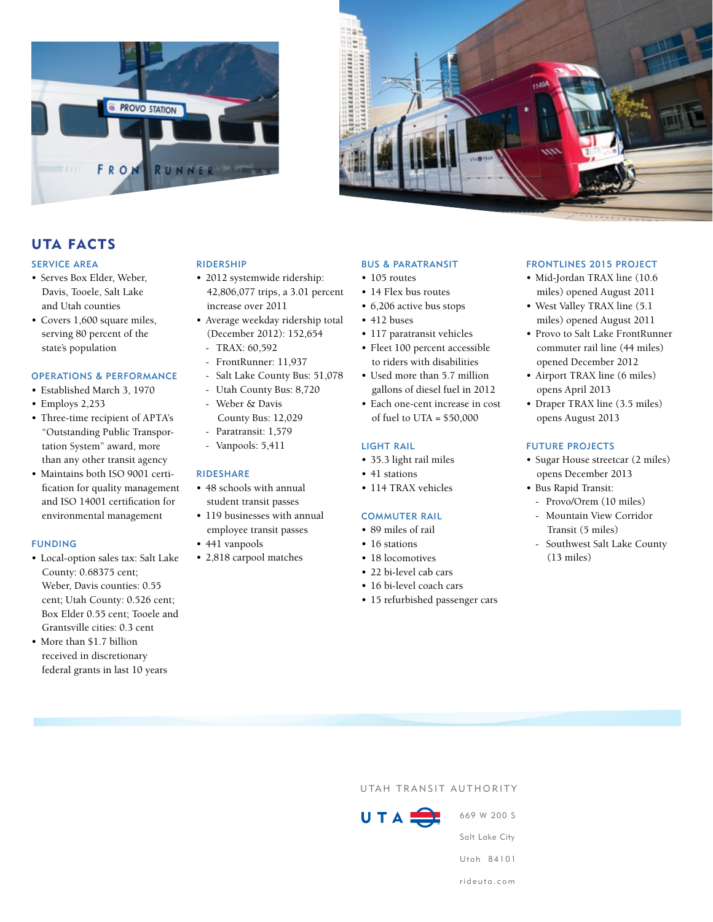# UTA FACTS

## SERVICE AREA

- Serves Box Elder, Weber, Davis, Tooele, Salt Lake and Utah counties
- Covers 1,600 square miles, serving 80 percent of the state's population

## OPERATIONS & PERFORMANCE

- Established March 3, 1970
- Employs 2,253
- Three-time recipient of APTA's "Outstanding Public Transportation System" award, more than any other transit agency
- Maintains both ISO 9001 certification for quality management and ISO 14001 certification for environmental management

## FUNDING

- Local-option sales tax: Salt Lake County: 0.68375 cent; Weber, Davis counties: 0.55 cent; Utah County: 0.526 cent; Box Elder 0.55 cent; Tooele and Grantsville cities: 0.3 cent
- More than $1.7 billion received in discretionary federal grants in last 10 years

## RIDERSHIP

- 2012 systemwide ridership: 42,806,077 trips, a 3.01 percent increase over 2011
- Average weekday ridership total (December 2012): 152,654
  - TRAX: 60,592
  - FrontRunner: 11,937
  - Salt Lake County Bus: 51,078
  - Utah County Bus: 8,720
  - Weber & Davis County Bus: 12,029
  - Paratransit: 1,579
  - Vanpools: 5,411

## RIDESHARE

- 48 schools with annual student transit passes
- 119 businesses with annual employee transit passes
- 441 vanpools
- 2,818 carpool matches

## BUS & PARATRANSIT

- 105 routes
- 14 Flex bus routes
- 6,206 active bus stops
- 412 buses
- 117 paratransit vehicles
- Fleet 100 percent accessible to riders with disabilities
- Used more than 5.7 million gallons of diesel fuel in 2012
- Each one-cent increase in cost of fuel to UTA = $50,000

## LIGHT RAIL

- 35.3 light rail miles
- 41 stations
- 114 TRAX vehicles

## COMMUTER RAIL

- 89 miles of rail
- 16 stations
- 18 locomotives
- 22 bi-level cab cars
- 16 bi-level coach cars
- 15 refurbished passenger cars

## FRONTLINES 2015 PROJECT

- Mid-Jordan TRAX line (10.6 miles) opened August 2011
- West Valley TRAX line (5.1 miles) opened August 2011
- Provo to Salt Lake FrontRunner commuter rail line (44 miles) opened December 2012
- Airport TRAX line (6 miles) opens April 2013
- Draper TRAX line (3.5 miles) opens August 2013

## FUTURE PROJECTS

- Sugar House streetcar (2 miles) opens December 2013
- Bus Rapid Transit:
  - Provo/Orem (10 miles)
  - Mountain View Corridor Transit (5 miles)
  - Southwest Salt Lake County (13 miles)

UTAH TRANSIT AUTHORITY

UTA

669 W 200 S
Salt Lake City
Utah 84101
rideuta.com